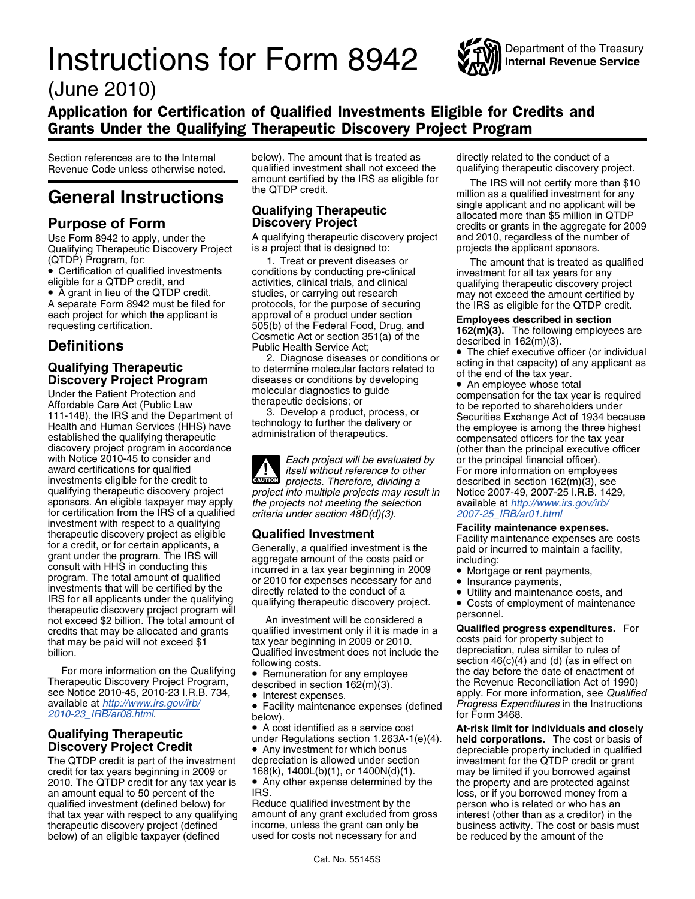# Instructions for Form 8942

Department of the Treasury
**Internal Revenue Service**

(June 2010)

## Application for Certification of Qualified Investments Eligible for Credits and Grants Under the Qualifying Therapeutic Discovery Project Program

Section references are to the Internal Revenue Code unless otherwise noted.

# General Instructions

## Purpose of Form

Use Form 8942 to apply, under the Qualifying Therapeutic Discovery Project (QTDP) Program, for:

- Certification of qualified investments eligible for a QTDP credit, and
- A grant in lieu of the QTDP credit.

A separate Form 8942 must be filed for each project for which the applicant is requesting certification.

## Definitions

### Qualifying Therapeutic Discovery Project Program

Under the Patient Protection and Affordable Care Act (Public Law 111-148), the IRS and the Department of Health and Human Services (HHS) have established the qualifying therapeutic discovery project program in accordance with Notice 2010-45 to consider and award certifications for qualified investments eligible for the credit to qualifying therapeutic discovery project sponsors. An eligible taxpayer may apply for certification from the IRS of a qualified investment with respect to a qualifying therapeutic discovery project as eligible for a credit, or for certain applicants, a grant under the program. The IRS will consult with HHS in conducting this program. The total amount of qualified investments that will be certified by the IRS for all applicants under the qualifying therapeutic discovery project program will not exceed $2 billion. The total amount of credits that may be allocated and grants that may be paid will not exceed $1 billion.

For more information on the Qualifying Therapeutic Discovery Project Program, see Notice 2010-45, 2010-23 I.R.B. 734, available at http://www.irs.gov/irb/2010-23_IRB/ar08.html.

### Qualifying Therapeutic Discovery Project Credit

The QTDP credit is part of the investment credit for tax years beginning in 2009 or 2010. The QTDP credit for any tax year is an amount equal to 50 percent of the qualified investment (defined below) for that tax year with respect to any qualifying therapeutic discovery project (defined below) of an eligible taxpayer (defined below). The amount that is treated as qualified investment shall not exceed the amount certified by the IRS as eligible for the QTDP credit.

### Qualifying Therapeutic Discovery Project

A qualifying therapeutic discovery project is a project that is designed to:

1. Treat or prevent diseases or conditions by conducting pre-clinical activities, clinical trials, and clinical studies, or carrying out research protocols, for the purpose of securing approval of a product under section 505(b) of the Federal Food, Drug, and Cosmetic Act or section 351(a) of the Public Health Service Act;
2. Diagnose diseases or conditions or to determine molecular factors related to diseases or conditions by developing molecular diagnostics to guide therapeutic decisions; or
3. Develop a product, process, or technology to further the delivery or administration of therapeutics.

**CAUTION** *Each project will be evaluated by itself without reference to other projects. Therefore, dividing a project into multiple projects may result in the projects not meeting the selection criteria under section 48D(d)(3).*

### Qualified Investment

Generally, a qualified investment is the aggregate amount of the costs paid or incurred in a tax year beginning in 2009 or 2010 for expenses necessary for and directly related to the conduct of a qualifying therapeutic discovery project.

An investment will be considered a qualified investment only if it is made in a tax year beginning in 2009 or 2010. Qualified investment does not include the following costs.

- Remuneration for any employee described in section 162(m)(3).
- Interest expenses.
- Facility maintenance expenses (defined below).
- A cost identified as a service cost under Regulations section 1.263A-1(e)(4).
- Any investment for which bonus depreciation is allowed under section 168(k), 1400L(b)(1), or 1400N(d)(1).
- Any other expense determined by the IRS.

Reduce qualified investment by the amount of any grant excluded from gross income, unless the grant can only be used for costs not necessary for and directly related to the conduct of a qualifying therapeutic discovery project.

The IRS will not certify more than $10 million as a qualified investment for any single applicant and no applicant will be allocated more than $5 million in QTDP credits or grants in the aggregate for 2009 and 2010, regardless of the number of projects the applicant sponsors.

The amount that is treated as qualified investment for all tax years for any qualifying therapeutic discovery project may not exceed the amount certified by the IRS as eligible for the QTDP credit.

**Employees described in section 162(m)(3).** The following employees are described in 162(m)(3).

- The chief executive officer (or individual acting in that capacity) of any applicant as of the end of the tax year.
- An employee whose total compensation for the tax year is required to be reported to shareholders under Securities Exchange Act of 1934 because the employee is among the three highest compensated officers for the tax year (other than the principal executive officer or the principal financial officer).

For more information on employees described in section 162(m)(3), see Notice 2007-49, 2007-25 I.R.B. 1429, available at http://www.irs.gov/irb/2007-25_IRB/ar01.html

**Facility maintenance expenses.** Facility maintenance expenses are costs paid or incurred to maintain a facility, including:

- Mortgage or rent payments,
- Insurance payments,
- Utility and maintenance costs, and
- Costs of employment of maintenance personnel.

**Qualified progress expenditures.** For costs paid for property subject to depreciation, rules similar to rules of section 46(c)(4) and (d) (as in effect on the day before the date of enactment of the Revenue Reconciliation Act of 1990) apply. For more information, see *Qualified Progress Expenditures* in the Instructions for Form 3468.

**At-risk limit for individuals and closely held corporations.** The cost or basis of depreciable property included in qualified investment for the QTDP credit or grant may be limited if you borrowed against the property and are protected against loss, or if you borrowed money from a person who is related or who has an interest (other than as a creditor) in the business activity. The cost or basis must be reduced by the amount of the

Cat. No. 55145S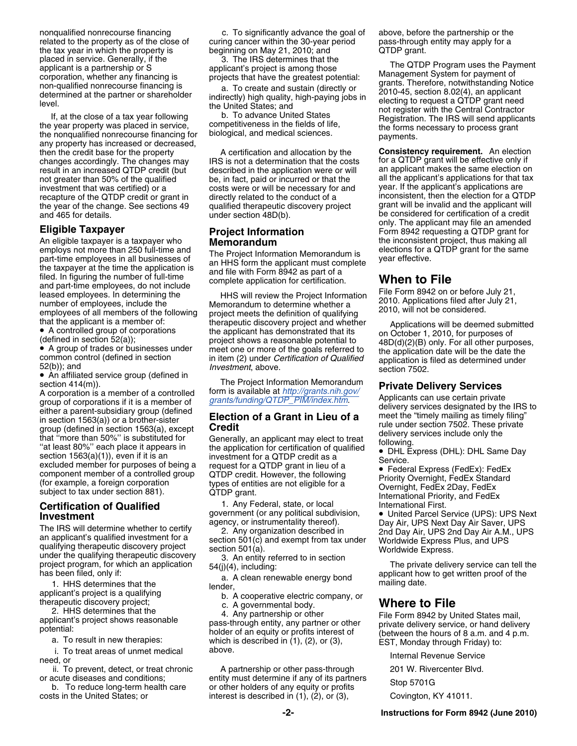nonqualified nonrecourse financing related to the property as of the close of the tax year in which the property is placed in service. Generally, if the applicant is a partnership or S corporation, whether any financing is non-qualified nonrecourse financing is determined at the partner or shareholder level.

If, at the close of a tax year following the year property was placed in service, the nonqualified nonrecourse financing for any property has increased or decreased, then the credit base for the property changes accordingly. The changes may result in an increased QTDP credit (but not greater than 50% of the qualified investment that was certified) or a recapture of the QTDP credit or grant in the year of the change. See sections 49 and 465 for details.

## Eligible Taxpayer

An eligible taxpayer is a taxpayer who employs not more than 250 full-time and part-time employees in all businesses of the taxpayer at the time the application is filed. In figuring the number of full-time and part-time employees, do not include leased employees. In determining the number of employees, include the employees of all members of the following that the applicant is a member of:

- A controlled group of corporations (defined in section 52(a));
- A group of trades or businesses under common control (defined in section 52(b)); and
- An affiliated service group (defined in section 414(m)).

A corporation is a member of a controlled group of corporations if it is a member of either a parent-subsidiary group (defined in section 1563(a)) or a brother-sister group (defined in section 1563(a), except that "more than 50%" is substituted for "at least 80%" each place it appears in section 1563(a)(1)), even if it is an excluded member for purposes of being a component member of a controlled group (for example, a foreign corporation subject to tax under section 881).

## Certification of Qualified Investment

The IRS will determine whether to certify an applicant's qualified investment for a qualifying therapeutic discovery project under the qualifying therapeutic discovery project program, for which an application has been filed, only if:

1. HHS determines that the applicant's project is a qualifying therapeutic discovery project;
2. HHS determines that the applicant's project shows reasonable potential:
   a. To result in new therapies:
      i. To treat areas of unmet medical need, or
      ii. To prevent, detect, or treat chronic or acute diseases and conditions;
   b. To reduce long-term health care costs in the United States; or
   c. To significantly advance the goal of curing cancer within the 30-year period beginning on May 21, 2010; and
3. The IRS determines that the applicant's project is among those projects that have the greatest potential:
   a. To create and sustain (directly or indirectly) high quality, high-paying jobs in the United States; and
   b. To advance United States competitiveness in the fields of life, biological, and medical sciences.

A certification and allocation by the IRS is not a determination that the costs described in the application were or will be, in fact, paid or incurred or that the costs were or will be necessary for and directly related to the conduct of a qualified therapeutic discovery project under section 48D(b).

## Project Information Memorandum

The Project Information Memorandum is an HHS form the applicant must complete and file with Form 8942 as part of a complete application for certification.

HHS will review the Project Information Memorandum to determine whether a project meets the definition of qualifying therapeutic discovery project and whether the applicant has demonstrated that its project shows a reasonable potential to meet one or more of the goals referred to in item (2) under *Certification of Qualified Investment*, above.

The Project Information Memorandum form is available at *http://grants.nih.gov/grants/funding/QTDP_PIM/index.htm*.

## Election of a Grant in Lieu of a Credit

Generally, an applicant may elect to treat the application for certification of qualified investment for a QTDP credit as a request for a QTDP grant in lieu of a QTDP credit. However, the following types of entities are not eligible for a QTDP grant.

1. Any Federal, state, or local government (or any political subdivision, agency, or instrumentality thereof).
2. Any organization described in section 501(c) and exempt from tax under section 501(a).
3. An entity referred to in section 54(j)(4), including:
   a. A clean renewable energy bond lender,
   b. A cooperative electric company, or
   c. A governmental body.
4. Any partnership or other pass-through entity, any partner or other holder of an equity or profits interest of which is described in (1), (2), or (3), above.

A partnership or other pass-through entity must determine if any of its partners or other holders of any equity or profits interest is described in (1), (2), or (3), above, before the partnership or the pass-through entity may apply for a QTDP grant.

The QTDP Program uses the Payment Management System for payment of grants. Therefore, notwithstanding Notice 2010-45, section 8.02(4), an applicant electing to request a QTDP grant need not register with the Central Contractor Registration. The IRS will send applicants the forms necessary to process grant payments.

**Consistency requirement.** An election for a QTDP grant will be effective only if an applicant makes the same election on all the applicant's applications for that tax year. If the applicant's applications are inconsistent, then the election for a QTDP grant will be invalid and the applicant will be considered for certification of a credit only. The applicant may file an amended Form 8942 requesting a QTDP grant for the inconsistent project, thus making all elections for a QTDP grant for the same year effective.

## When to File

File Form 8942 on or before July 21, 2010. Applications filed after July 21, 2010, will not be considered.

Applications will be deemed submitted on October 1, 2010, for purposes of 48D(d)(2)(B) only. For all other purposes, the application date will be the date the application is filed as determined under section 7502.

## Private Delivery Services

Applicants can use certain private delivery services designated by the IRS to meet the "timely mailing as timely filing" rule under section 7502. These private delivery services include only the following.

- DHL Express (DHL): DHL Same Day Service.
- Federal Express (FedEx): FedEx Priority Overnight, FedEx Standard Overnight, FedEx 2Day, FedEx International Priority, and FedEx International First.
- United Parcel Service (UPS): UPS Next Day Air, UPS Next Day Air Saver, UPS 2nd Day Air, UPS 2nd Day Air A.M., UPS Worldwide Express Plus, and UPS Worldwide Express.

The private delivery service can tell the applicant how to get written proof of the mailing date.

## Where to File

File Form 8942 by United States mail, private delivery service, or hand delivery (between the hours of 8 a.m. and 4 p.m. EST, Monday through Friday) to:

Internal Revenue Service
201 W. Rivercenter Blvd.
Stop 5701G
Covington, KY 41011.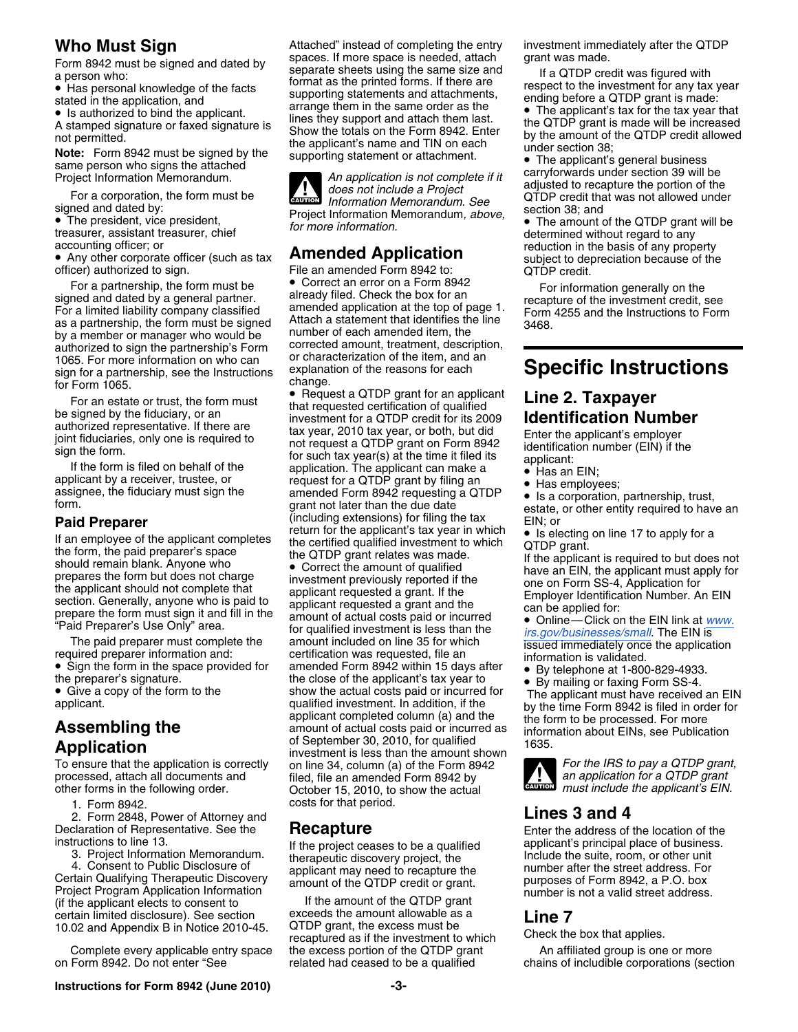## Who Must Sign

Form 8942 must be signed and dated by a person who:

- Has personal knowledge of the facts stated in the application, and
- Is authorized to bind the applicant.

A stamped signature or faxed signature is not permitted.

**Note:** Form 8942 must be signed by the same person who signs the attached Project Information Memorandum.

For a corporation, the form must be signed and dated by:

- The president, vice president, treasurer, assistant treasurer, chief accounting officer; or
- Any other corporate officer (such as tax officer) authorized to sign.

For a partnership, the form must be signed and dated by a general partner. For a limited liability company classified as a partnership, the form must be signed by a member or manager who would be authorized to sign the partnership's Form 1065. For more information on who can sign for a partnership, see the Instructions for Form 1065.

For an estate or trust, the form must be signed by the fiduciary, or an authorized representative. If there are joint fiduciaries, only one is required to sign the form.

If the form is filed on behalf of the applicant by a receiver, trustee, or assignee, the fiduciary must sign the form.

## Paid Preparer

If an employee of the applicant completes the form, the paid preparer's space should remain blank. Anyone who prepares the form but does not charge the applicant should not complete that section. Generally, anyone who is paid to prepare the form must sign it and fill in the "Paid Preparer's Use Only" area.

The paid preparer must complete the required preparer information and:

- Sign the form in the space provided for the preparer's signature.
- Give a copy of the form to the applicant.

## Assembling the Application

To ensure that the application is correctly processed, attach all documents and other forms in the following order.

1. Form 8942.
2. Form 2848, Power of Attorney and Declaration of Representative. See the instructions to line 13.
3. Project Information Memorandum.
4. Consent to Public Disclosure of Certain Qualifying Therapeutic Discovery Project Program Application Information (if the applicant elects to consent to certain limited disclosure). See section 10.02 and Appendix B in Notice 2010-45.

Complete every applicable entry space on Form 8942. Do not enter "See Attached" instead of completing the entry spaces. If more space is needed, attach separate sheets using the same size and format as the printed forms. If there are supporting statements and attachments, arrange them in the same order as the lines they support and attach them last. Show the totals on the Form 8942. Enter the applicant's name and TIN on each supporting statement or attachment.

> **CAUTION:** *An application is not complete if it does not include a Project Information Memorandum. See* Project Information Memorandum, *above, for more information.*

## Amended Application

File an amended Form 8942 to:

- Correct an error on a Form 8942 already filed. Check the box for an amended application at the top of page 1. Attach a statement that identifies the line number of each amended item, the corrected amount, treatment, description, or characterization of the item, and an explanation of the reasons for each change.
- Request a QTDP grant for an applicant that requested certification of qualified investment for a QTDP credit for its 2009 tax year, 2010 tax year, or both, but did not request a QTDP grant on Form 8942 for such tax year(s) at the time it filed its application. The applicant can make a request for a QTDP grant by filing an amended Form 8942 requesting a QTDP grant not later than the due date (including extensions) for filing the tax return for the applicant's tax year in which the certified qualified investment to which the QTDP grant relates was made.
- Correct the amount of qualified investment previously reported if the applicant requested a grant. If the applicant requested a grant and the amount of actual costs paid or incurred for qualified investment is less than the amount included on line 35 for which certification was requested, file an amended Form 8942 within 15 days after the close of the applicant's tax year to show the actual costs paid or incurred for qualified investment. In addition, if the applicant completed column (a) and the amount of actual costs paid or incurred as of September 30, 2010, for qualified investment is less than the amount shown on line 34, column (a) of the Form 8942 filed, file an amended Form 8942 by October 15, 2010, to show the actual costs for that period.

## Recapture

If the project ceases to be a qualified therapeutic discovery project, the applicant may need to recapture the amount of the QTDP credit or grant.

If the amount of the QTDP grant exceeds the amount allowable as a QTDP grant, the excess must be recaptured as if the investment to which the excess portion of the QTDP grant related had ceased to be a qualified investment immediately after the QTDP grant was made.

If a QTDP credit was figured with respect to the investment for any tax year ending before a QTDP grant is made:

- The applicant's tax for the tax year that the QTDP grant is made will be increased by the amount of the QTDP credit allowed under section 38;
- The applicant's general business carryforwards under section 39 will be adjusted to recapture the portion of the QTDP credit that was not allowed under section 38; and
- The amount of the QTDP grant will be determined without regard to any reduction in the basis of any property subject to depreciation because of the QTDP credit.

For information generally on the recapture of the investment credit, see Form 4255 and the Instructions to Form 3468.

# Specific Instructions

## Line 2. Taxpayer Identification Number

Enter the applicant's employer identification number (EIN) if the applicant:

- Has an EIN;
- Has employees;
- Is a corporation, partnership, trust, estate, or other entity required to have an EIN; or
- Is electing on line 17 to apply for a QTDP grant.

If the applicant is required to but does not have an EIN, the applicant must apply for one on Form SS-4, Application for Employer Identification Number. An EIN can be applied for:

- Online—Click on the EIN link at www.irs.gov/businesses/small. The EIN is issued immediately once the application information is validated.
- By telephone at 1-800-829-4933.
- By mailing or faxing Form SS-4.

The applicant must have received an EIN by the time Form 8942 is filed in order for the form to be processed. For more information about EINs, see Publication 1635.

> **CAUTION:** *For the IRS to pay a QTDP grant, an application for a QTDP grant must include the applicant's EIN.*

## Lines 3 and 4

Enter the address of the location of the applicant's principal place of business. Include the suite, room, or other unit number after the street address. For purposes of Form 8942, a P.O. box number is not a valid street address.

## Line 7

Check the box that applies.

An affiliated group is one or more chains of includible corporations (section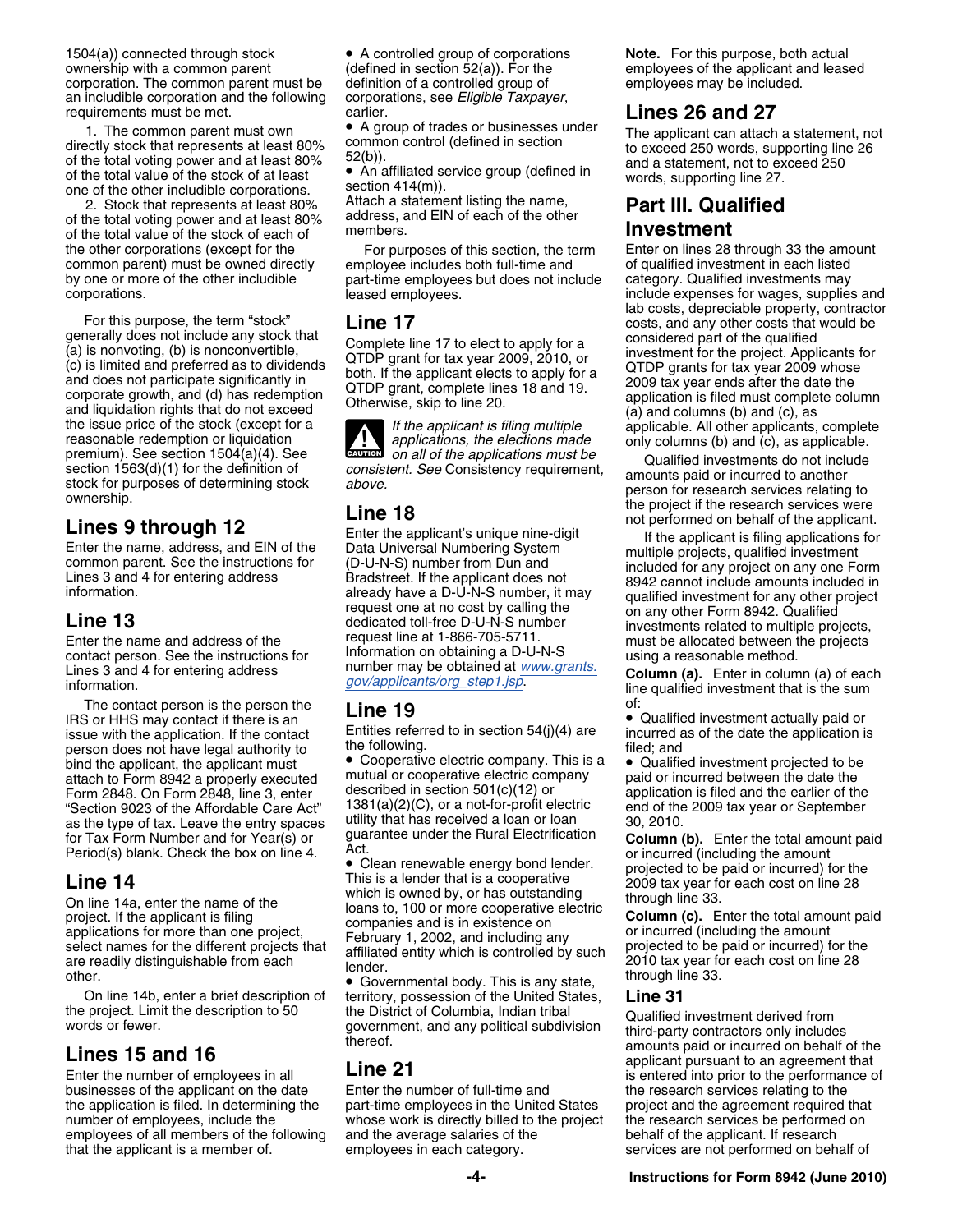1504(a)) connected through stock ownership with a common parent corporation. The common parent must be an includible corporation and the following requirements must be met.

1. The common parent must own directly stock that represents at least 80% of the total voting power and at least 80% of the total value of the stock of at least one of the other includible corporations.

2. Stock that represents at least 80% of the total voting power and at least 80% of the total value of the stock of each of the other corporations (except for the common parent) must be owned directly by one or more of the other includible corporations.

For this purpose, the term "stock" generally does not include any stock that (a) is nonvoting, (b) is nonconvertible, (c) is limited and preferred as to dividends and does not participate significantly in corporate growth, and (d) has redemption and liquidation rights that do not exceed the issue price of the stock (except for a reasonable redemption or liquidation premium). See section 1504(a)(4). See section 1563(d)(1) for the definition of stock for purposes of determining stock ownership.

## Lines 9 through 12

Enter the name, address, and EIN of the common parent. See the instructions for Lines 3 and 4 for entering address information.

## Line 13

Enter the name and address of the contact person. See the instructions for Lines 3 and 4 for entering address information.

The contact person is the person the IRS or HHS may contact if there is an issue with the application. If the contact person does not have legal authority to bind the applicant, the applicant must attach to Form 8942 a properly executed Form 2848. On Form 2848, line 3, enter "Section 9023 of the Affordable Care Act" as the type of tax. Leave the entry spaces for Tax Form Number and for Year(s) or Period(s) blank. Check the box on line 4.

## Line 14

On line 14a, enter the name of the project. If the applicant is filing applications for more than one project, select names for the different projects that are readily distinguishable from each other.

On line 14b, enter a brief description of the project. Limit the description to 50 words or fewer.

## Lines 15 and 16

Enter the number of employees in all businesses of the applicant on the date the application is filed. In determining the number of employees, include the employees of all members of the following that the applicant is a member of.

- A controlled group of corporations (defined in section 52(a)). For the definition of a controlled group of corporations, see *Eligible Taxpayer*, earlier.
- A group of trades or businesses under common control (defined in section 52(b)).
- An affiliated service group (defined in section 414(m)).

Attach a statement listing the name, address, and EIN of each of the other members.

For purposes of this section, the term employee includes both full-time and part-time employees but does not include leased employees.

## Line 17

Complete line 17 to elect to apply for a QTDP grant for tax year 2009, 2010, or both. If the applicant elects to apply for a QTDP grant, complete lines 18 and 19. Otherwise, skip to line 20.

**CAUTION:** *If the applicant is filing multiple applications, the elections made on all of the applications must be consistent. See* Consistency requirement, *above.*

## Line 18

Enter the applicant's unique nine-digit Data Universal Numbering System (D-U-N-S) number from Dun and Bradstreet. If the applicant does not already have a D-U-N-S number, it may request one at no cost by calling the dedicated toll-free D-U-N-S number request line at 1-866-705-5711. Information on obtaining a D-U-N-S number may be obtained at *www.grants.gov/applicants/org_step1.jsp*.

## Line 19

Entities referred to in section 54(j)(4) are the following.

- Cooperative electric company. This is a mutual or cooperative electric company described in section 501(c)(12) or 1381(a)(2)(C), or a not-for-profit electric utility that has received a loan or loan guarantee under the Rural Electrification Act.
- Clean renewable energy bond lender. This is a lender that is a cooperative which is owned by, or has outstanding loans to, 100 or more cooperative electric companies and is in existence on February 1, 2002, and including any affiliated entity which is controlled by such lender.
- Governmental body. This is any state, territory, possession of the United States, the District of Columbia, Indian tribal government, and any political subdivision thereof.

## Line 21

Enter the number of full-time and part-time employees in the United States whose work is directly billed to the project and the average salaries of the employees in each category.

**Note.** For this purpose, both actual employees of the applicant and leased employees may be included.

## Lines 26 and 27

The applicant can attach a statement, not to exceed 250 words, supporting line 26 and a statement, not to exceed 250 words, supporting line 27.

# Part III. Qualified Investment

Enter on lines 28 through 33 the amount of qualified investment in each listed category. Qualified investments may include expenses for wages, supplies and lab costs, depreciable property, contractor costs, and any other costs that would be considered part of the qualified investment for the project. Applicants for QTDP grants for tax year 2009 whose 2009 tax year ends after the date the application is filed must complete column (a) and columns (b) and (c), as applicable. All other applicants, complete only columns (b) and (c), as applicable.

Qualified investments do not include amounts paid or incurred to another person for research services relating to the project if the research services were not performed on behalf of the applicant.

If the applicant is filing applications for multiple projects, qualified investment included for any project on any one Form 8942 cannot include amounts included in qualified investment for any other project on any other Form 8942. Qualified investments related to multiple projects, must be allocated between the projects using a reasonable method.

**Column (a).** Enter in column (a) of each line qualified investment that is the sum of:

- Qualified investment actually paid or incurred as of the date the application is filed; and
- Qualified investment projected to be paid or incurred between the date the application is filed and the earlier of the end of the 2009 tax year or September 30, 2010.

**Column (b).** Enter the total amount paid or incurred (including the amount projected to be paid or incurred) for the 2009 tax year for each cost on line 28 through line 33.

**Column (c).** Enter the total amount paid or incurred (including the amount projected to be paid or incurred) for the 2010 tax year for each cost on line 28 through line 33.

## Line 31

Qualified investment derived from third-party contractors only includes amounts paid or incurred on behalf of the applicant pursuant to an agreement that is entered into prior to the performance of the research services relating to the project and the agreement required that the research services be performed on behalf of the applicant. If research services are not performed on behalf of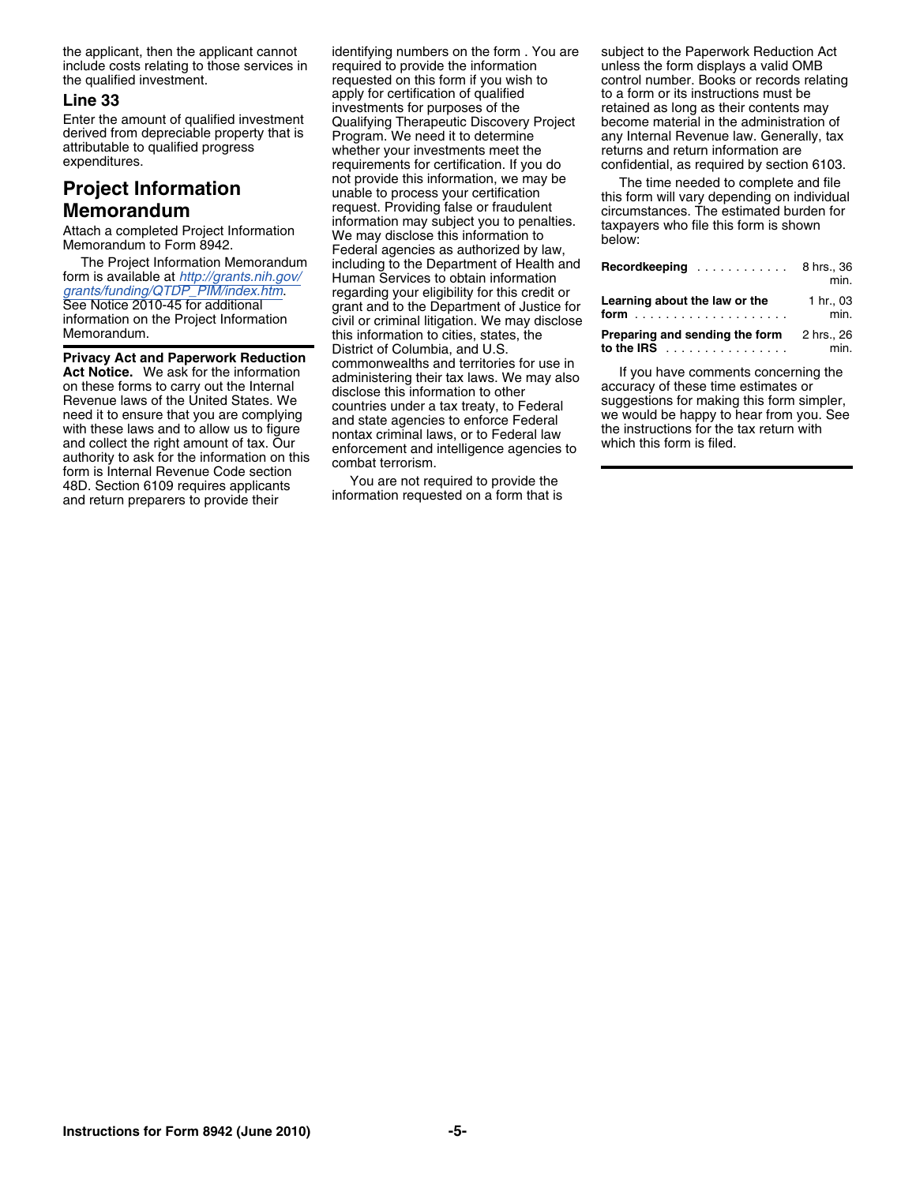the applicant, then the applicant cannot include costs relating to those services in the qualified investment.

### Line 33

Enter the amount of qualified investment derived from depreciable property that is attributable to qualified progress expenditures.

## Project Information Memorandum

Attach a completed Project Information Memorandum to Form 8942.

The Project Information Memorandum form is available at http://grants.nih.gov/grants/funding/QTDP_PIM/index.htm. See Notice 2010-45 for additional information on the Project Information Memorandum.

**Privacy Act and Paperwork Reduction Act Notice.** We ask for the information on these forms to carry out the Internal Revenue laws of the United States. We need it to ensure that you are complying with these laws and to allow us to figure and collect the right amount of tax. Our authority to ask for the information on this form is Internal Revenue Code section 48D. Section 6109 requires applicants and return preparers to provide their identifying numbers on the form . You are required to provide the information requested on this form if you wish to apply for certification of qualified investments for purposes of the Qualifying Therapeutic Discovery Project Program. We need it to determine whether your investments meet the requirements for certification. If you do not provide this information, we may be unable to process your certification request. Providing false or fraudulent information may subject you to penalties. We may disclose this information to Federal agencies as authorized by law, including to the Department of Health and Human Services to obtain information regarding your eligibility for this credit or grant and to the Department of Justice for civil or criminal litigation. We may disclose this information to cities, states, the District of Columbia, and U.S. commonwealths and territories for use in administering their tax laws. We may also disclose this information to other countries under a tax treaty, to Federal and state agencies to enforce Federal nontax criminal laws, or to Federal law enforcement and intelligence agencies to combat terrorism.

You are not required to provide the information requested on a form that is subject to the Paperwork Reduction Act unless the form displays a valid OMB control number. Books or records relating to a form or its instructions must be retained as long as their contents may become material in the administration of any Internal Revenue law. Generally, tax returns and return information are confidential, as required by section 6103.

The time needed to complete and file this form will vary depending on individual circumstances. The estimated burden for taxpayers who file this form is shown below:

| | |
|---|---|
| **Recordkeeping** | 8 hrs., 36 min. |
| **Learning about the law or the form** | 1 hr., 03 min. |
| **Preparing and sending the form to the IRS** | 2 hrs., 26 min. |

If you have comments concerning the accuracy of these time estimates or suggestions for making this form simpler, we would be happy to hear from you. See the instructions for the tax return with which this form is filed.